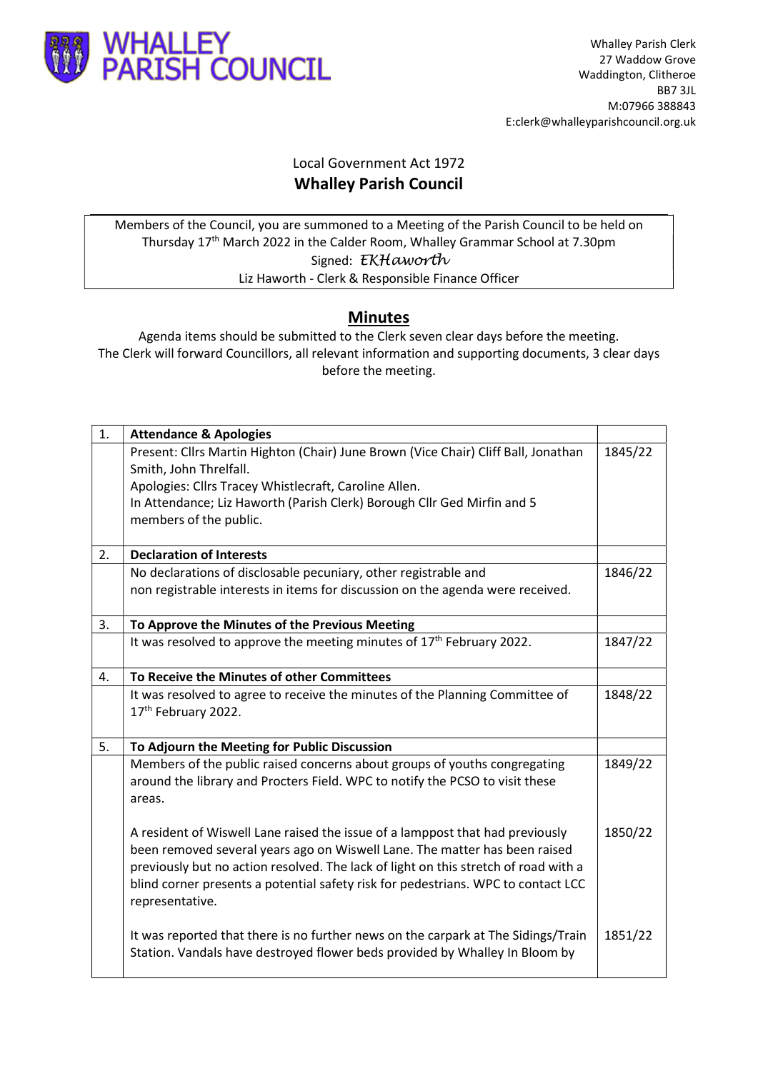# WHALLEY PARISH COUNCIL

Whalley Parish Clerk
27 Waddow Grove
Waddington, Clitheroe
BB7 3JL
M:07966 388843
E:clerk@whalleyparishcouncil.org.uk

Local Government Act 1972

## Whalley Parish Council

Members of the Council, you are summoned to a Meeting of the Parish Council to be held on Thursday 17th March 2022 in the Calder Room, Whalley Grammar School at 7.30pm
Signed: *EKHaworth*
Liz Haworth - Clerk & Responsible Finance Officer

## Minutes

Agenda items should be submitted to the Clerk seven clear days before the meeting.
The Clerk will forward Councillors, all relevant information and supporting documents, 3 clear days before the meeting.

| | | |
|---|---|---|
| 1. | **Attendance & Apologies** | |
| | Present: Cllrs Martin Highton (Chair) June Brown (Vice Chair) Cliff Ball, Jonathan Smith, John Threlfall.<br>Apologies: Cllrs Tracey Whistlecraft, Caroline Allen.<br>In Attendance; Liz Haworth (Parish Clerk) Borough Cllr Ged Mirfin and 5 members of the public. | 1845/22 |
| 2. | **Declaration of Interests** | |
| | No declarations of disclosable pecuniary, other registrable and non registrable interests in items for discussion on the agenda were received. | 1846/22 |
| 3. | **To Approve the Minutes of the Previous Meeting** | |
| | It was resolved to approve the meeting minutes of 17th February 2022. | 1847/22 |
| 4. | **To Receive the Minutes of other Committees** | |
| | It was resolved to agree to receive the minutes of the Planning Committee of 17th February 2022. | 1848/22 |
| 5. | **To Adjourn the Meeting for Public Discussion** | |
| | Members of the public raised concerns about groups of youths congregating around the library and Procters Field. WPC to notify the PCSO to visit these areas. | 1849/22 |
| | A resident of Wiswell Lane raised the issue of a lamppost that had previously been removed several years ago on Wiswell Lane. The matter has been raised previously but no action resolved. The lack of light on this stretch of road with a blind corner presents a potential safety risk for pedestrians. WPC to contact LCC representative. | 1850/22 |
| | It was reported that there is no further news on the carpark at The Sidings/Train Station. Vandals have destroyed flower beds provided by Whalley In Bloom by | 1851/22 |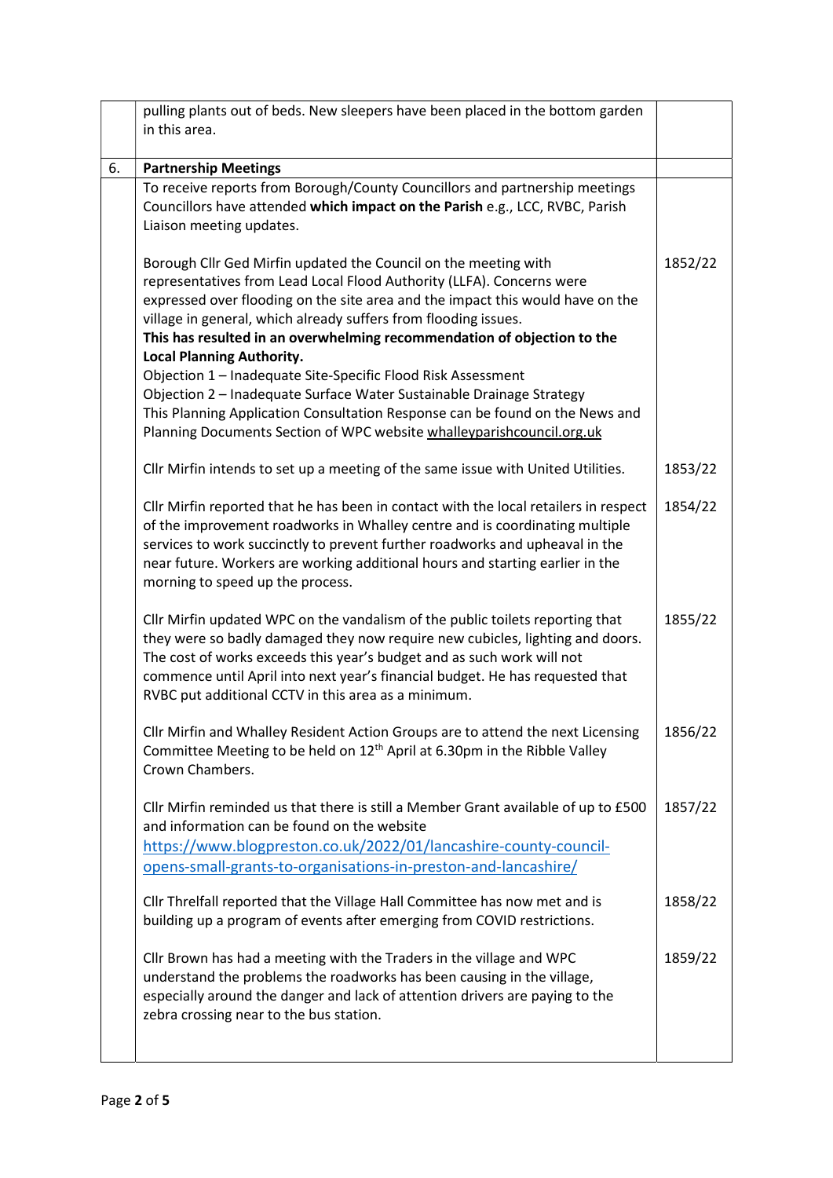| | | |
|---|---|---|
| | pulling plants out of beds. New sleepers have been placed in the bottom garden in this area. | |
| 6. | **Partnership Meetings** | |
| | To receive reports from Borough/County Councillors and partnership meetings Councillors have attended **which impact on the Parish** e.g., LCC, RVBC, Parish Liaison meeting updates. | |
| | Borough Cllr Ged Mirfin updated the Council on the meeting with representatives from Lead Local Flood Authority (LLFA). Concerns were expressed over flooding on the site area and the impact this would have on the village in general, which already suffers from flooding issues. **This has resulted in an overwhelming recommendation of objection to the Local Planning Authority.** Objection 1 – Inadequate Site-Specific Flood Risk Assessment Objection 2 – Inadequate Surface Water Sustainable Drainage Strategy This Planning Application Consultation Response can be found on the News and Planning Documents Section of WPC website whalleyparishcouncil.org.uk | 1852/22 |
| | Cllr Mirfin intends to set up a meeting of the same issue with United Utilities. | 1853/22 |
| | Cllr Mirfin reported that he has been in contact with the local retailers in respect of the improvement roadworks in Whalley centre and is coordinating multiple services to work succinctly to prevent further roadworks and upheaval in the near future. Workers are working additional hours and starting earlier in the morning to speed up the process. | 1854/22 |
| | Cllr Mirfin updated WPC on the vandalism of the public toilets reporting that they were so badly damaged they now require new cubicles, lighting and doors. The cost of works exceeds this year's budget and as such work will not commence until April into next year's financial budget. He has requested that RVBC put additional CCTV in this area as a minimum. | 1855/22 |
| | Cllr Mirfin and Whalley Resident Action Groups are to attend the next Licensing Committee Meeting to be held on 12th April at 6.30pm in the Ribble Valley Crown Chambers. | 1856/22 |
| | Cllr Mirfin reminded us that there is still a Member Grant available of up to £500 and information can be found on the website https://www.blogpreston.co.uk/2022/01/lancashire-county-council-opens-small-grants-to-organisations-in-preston-and-lancashire/ | 1857/22 |
| | Cllr Threlfall reported that the Village Hall Committee has now met and is building up a program of events after emerging from COVID restrictions. | 1858/22 |
| | Cllr Brown has had a meeting with the Traders in the village and WPC understand the problems the roadworks has been causing in the village, especially around the danger and lack of attention drivers are paying to the zebra crossing near to the bus station. | 1859/22 |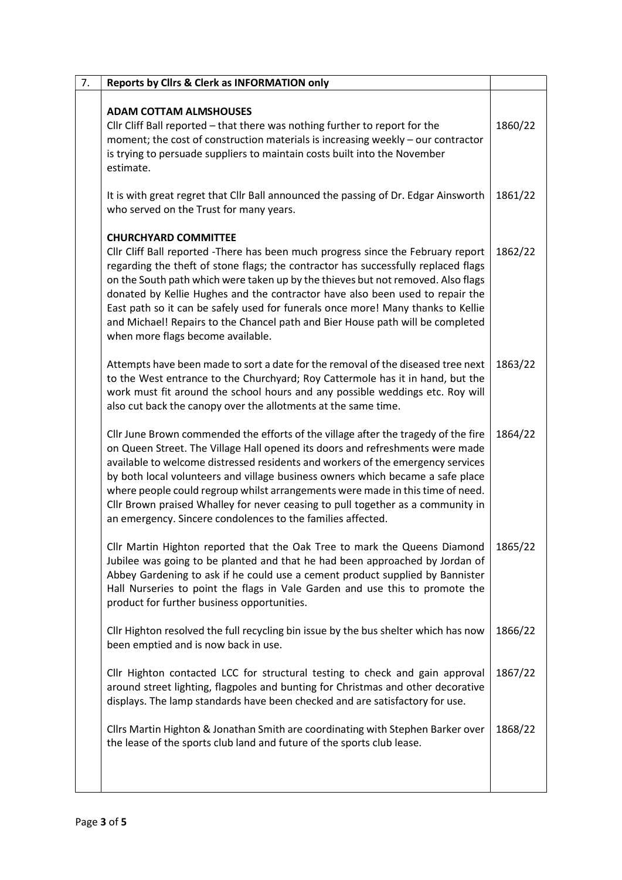| 7. | **Reports by Cllrs & Clerk as INFORMATION only** | |
|---|---|---|
| | **ADAM COTTAM ALMSHOUSES**<br>Cllr Cliff Ball reported – that there was nothing further to report for the moment; the cost of construction materials is increasing weekly – our contractor is trying to persuade suppliers to maintain costs built into the November estimate. | 1860/22 |
| | It is with great regret that Cllr Ball announced the passing of Dr. Edgar Ainsworth who served on the Trust for many years. | 1861/22 |
| | **CHURCHYARD COMMITTEE**<br>Cllr Cliff Ball reported -There has been much progress since the February report regarding the theft of stone flags; the contractor has successfully replaced flags on the South path which were taken up by the thieves but not removed. Also flags donated by Kellie Hughes and the contractor have also been used to repair the East path so it can be safely used for funerals once more! Many thanks to Kellie and Michael! Repairs to the Chancel path and Bier House path will be completed when more flags become available. | 1862/22 |
| | Attempts have been made to sort a date for the removal of the diseased tree next to the West entrance to the Churchyard; Roy Cattermole has it in hand, but the work must fit around the school hours and any possible weddings etc. Roy will also cut back the canopy over the allotments at the same time. | 1863/22 |
| | Cllr June Brown commended the efforts of the village after the tragedy of the fire on Queen Street. The Village Hall opened its doors and refreshments were made available to welcome distressed residents and workers of the emergency services by both local volunteers and village business owners which became a safe place where people could regroup whilst arrangements were made in this time of need. Cllr Brown praised Whalley for never ceasing to pull together as a community in an emergency. Sincere condolences to the families affected. | 1864/22 |
| | Cllr Martin Highton reported that the Oak Tree to mark the Queens Diamond Jubilee was going to be planted and that he had been approached by Jordan of Abbey Gardening to ask if he could use a cement product supplied by Bannister Hall Nurseries to point the flags in Vale Garden and use this to promote the product for further business opportunities. | 1865/22 |
| | Cllr Highton resolved the full recycling bin issue by the bus shelter which has now been emptied and is now back in use. | 1866/22 |
| | Cllr Highton contacted LCC for structural testing to check and gain approval around street lighting, flagpoles and bunting for Christmas and other decorative displays. The lamp standards have been checked and are satisfactory for use. | 1867/22 |
| | Cllrs Martin Highton & Jonathan Smith are coordinating with Stephen Barker over the lease of the sports club land and future of the sports club lease. | 1868/22 |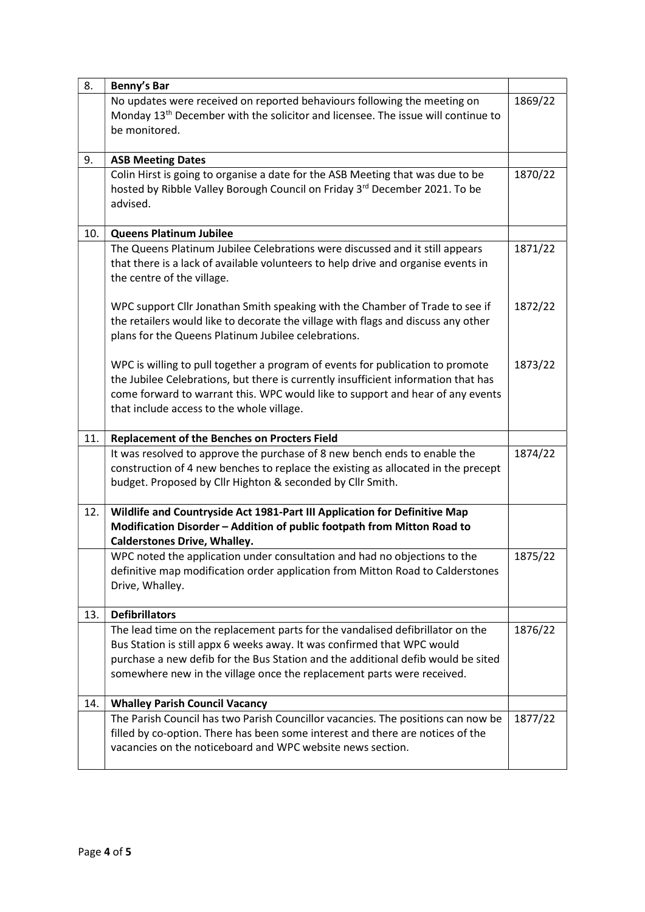| 8. | **Benny's Bar** | |
|---|---|---|
| | No updates were received on reported behaviours following the meeting on Monday 13th December with the solicitor and licensee. The issue will continue to be monitored. | 1869/22 |
| 9. | **ASB Meeting Dates** | |
| | Colin Hirst is going to organise a date for the ASB Meeting that was due to be hosted by Ribble Valley Borough Council on Friday 3rd December 2021. To be advised. | 1870/22 |
| 10. | **Queens Platinum Jubilee** | |
| | The Queens Platinum Jubilee Celebrations were discussed and it still appears that there is a lack of available volunteers to help drive and organise events in the centre of the village. | 1871/22 |
| | WPC support Cllr Jonathan Smith speaking with the Chamber of Trade to see if the retailers would like to decorate the village with flags and discuss any other plans for the Queens Platinum Jubilee celebrations. | 1872/22 |
| | WPC is willing to pull together a program of events for publication to promote the Jubilee Celebrations, but there is currently insufficient information that has come forward to warrant this. WPC would like to support and hear of any events that include access to the whole village. | 1873/22 |
| 11. | **Replacement of the Benches on Procters Field** | |
| | It was resolved to approve the purchase of 8 new bench ends to enable the construction of 4 new benches to replace the existing as allocated in the precept budget. Proposed by Cllr Highton & seconded by Cllr Smith. | 1874/22 |
| 12. | **Wildlife and Countryside Act 1981-Part III Application for Definitive Map Modification Disorder – Addition of public footpath from Mitton Road to Calderstones Drive, Whalley.** | |
| | WPC noted the application under consultation and had no objections to the definitive map modification order application from Mitton Road to Calderstones Drive, Whalley. | 1875/22 |
| 13. | **Defibrillators** | |
| | The lead time on the replacement parts for the vandalised defibrillator on the Bus Station is still appx 6 weeks away. It was confirmed that WPC would purchase a new defib for the Bus Station and the additional defib would be sited somewhere new in the village once the replacement parts were received. | 1876/22 |
| 14. | **Whalley Parish Council Vacancy** | |
| | The Parish Council has two Parish Councillor vacancies. The positions can now be filled by co-option. There has been some interest and there are notices of the vacancies on the noticeboard and WPC website news section. | 1877/22 |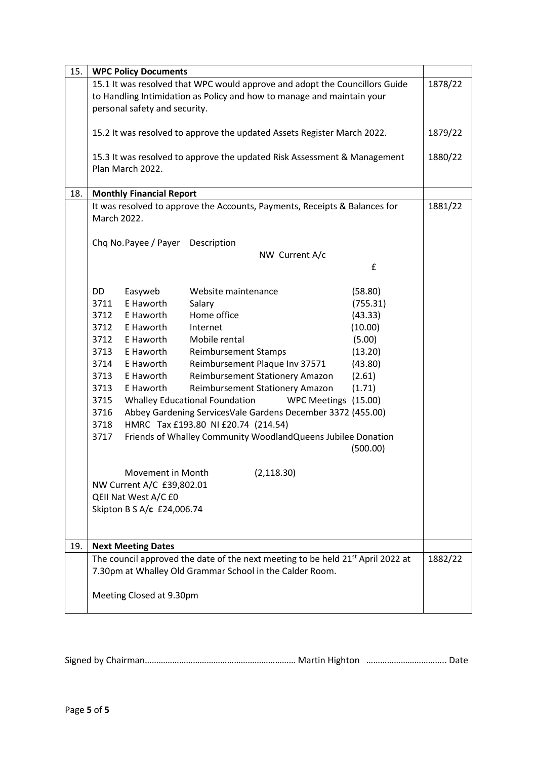| | | |
|---|---|---|
| 15. | **WPC Policy Documents** | |
| | 15.1 It was resolved that WPC would approve and adopt the Councillors Guide to Handling Intimidation as Policy and how to manage and maintain your personal safety and security. | 1878/22 |
| | 15.2 It was resolved to approve the updated Assets Register March 2022. | 1879/22 |
| | 15.3 It was resolved to approve the updated Risk Assessment & Management Plan March 2022. | 1880/22 |
| 18. | **Monthly Financial Report** | |
| | It was resolved to approve the Accounts, Payments, Receipts & Balances for March 2022. | 1881/22 |

Chq No. Payee / Payer Description

NW Current A/c

| Chq No. | Payee / Payer | Description | £ |
|---|---|---|---|
| DD | Easyweb | Website maintenance | (58.80) |
| 3711 | E Haworth | Salary | (755.31) |
| 3712 | E Haworth | Home office | (43.33) |
| 3712 | E Haworth | Internet | (10.00) |
| 3712 | E Haworth | Mobile rental | (5.00) |
| 3713 | E Haworth | Reimbursement Stamps | (13.20) |
| 3714 | E Haworth | Reimbursement Plaque Inv 37571 | (43.80) |
| 3713 | E Haworth | Reimbursement Stationery Amazon | (2.61) |
| 3713 | E Haworth | Reimbursement Stationery Amazon | (1.71) |
| 3715 | Whalley Educational Foundation | WPC Meetings | (15.00) |
| 3716 | Abbey Gardening Services | Vale Gardens December 3372 | (455.00) |
| 3718 | HMRC | Tax £193.80 NI £20.74 | (214.54) |
| 3717 | Friends of Whalley Community Woodland | Queens Jubilee Donation | (500.00) |

Movement in Month (2,118.30)

NW Current A/C £39,802.01

QEII Nat West A/C £0

Skipton B S A/**c** £24,006.74

| | | |
|---|---|---|
| 19. | **Next Meeting Dates** | |
| | The council approved the date of the next meeting to be held 21st April 2022 at 7.30pm at Whalley Old Grammar School in the Calder Room. | 1882/22 |
| | Meeting Closed at 9.30pm | |

Signed by Chairman………………………………………………………… Martin Highton …………………………….. Date